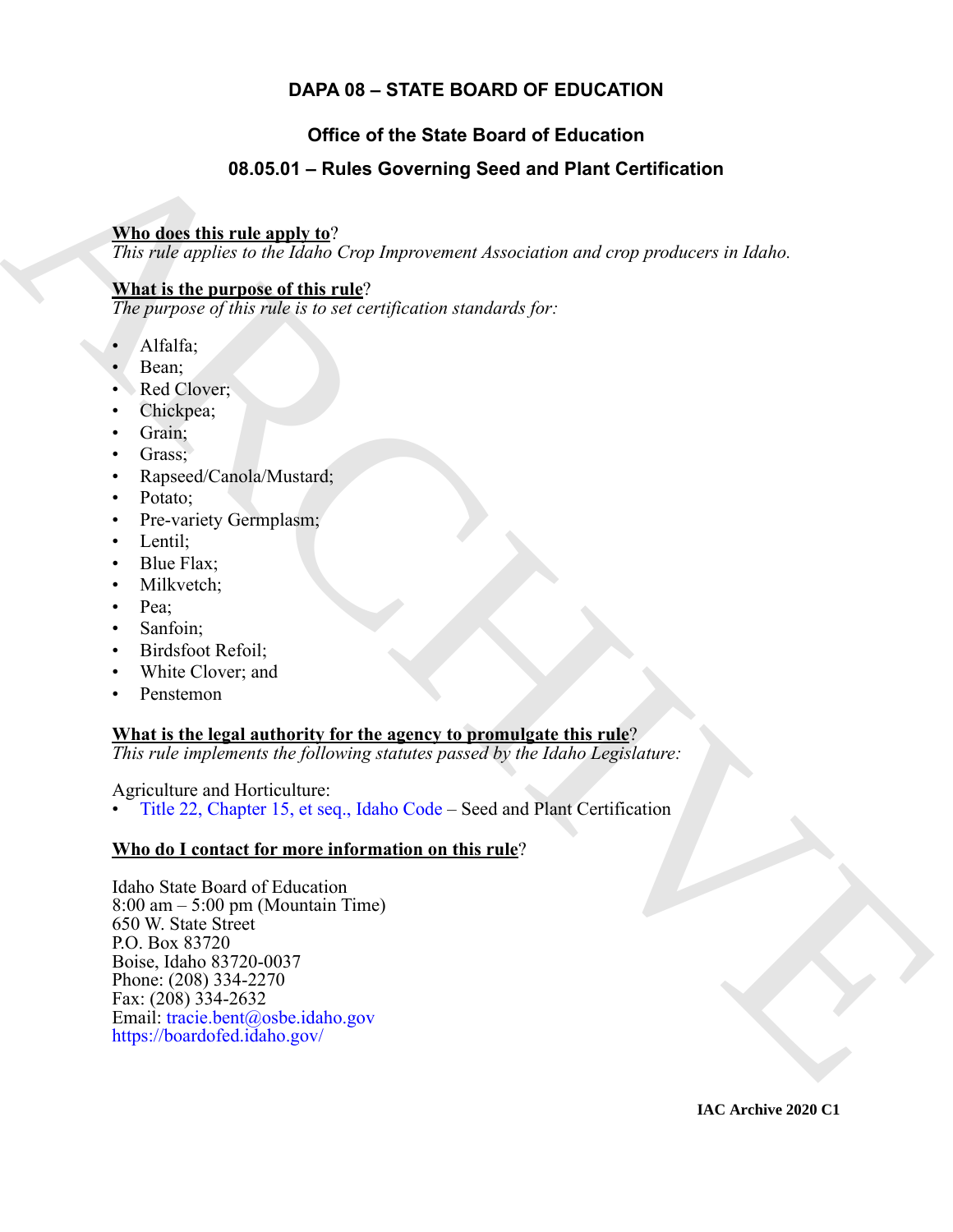# DAPA 08 – STATE BOARD OF EDUCATION

## Office of the State Board of Education

## 08.05.01 – Rules Governing Seed and Plant Certification

**Who does this rule apply to**?

*This rule applies to the Idaho Crop Improvement Association and crop producers in Idaho.*

**What is the purpose of this rule**?

*The purpose of this rule is to set certification standards for:*

- Alfalfa;
- Bean;
- Red Clover;
- Chickpea;
- Grain;
- Grass;
- Rapseed/Canola/Mustard;
- Potato;
- Pre-variety Germplasm;
- Lentil;
- Blue Flax;
- Milkvetch;
- Pea;
- Sanfoin;
- Birdsfoot Refoil;
- White Clover; and
- Penstemon

**What is the legal authority for the agency to promulgate this rule**?

*This rule implements the following statutes passed by the Idaho Legislature:*

Agriculture and Horticulture:

- Title 22, Chapter 15, et seq., Idaho Code – Seed and Plant Certification

**Who do I contact for more information on this rule**?

Idaho State Board of Education
8:00 am – 5:00 pm (Mountain Time)
650 W. State Street
P.O. Box 83720
Boise, Idaho 83720-0037
Phone: (208) 334-2270
Fax: (208) 334-2632
Email: tracie.bent@osbe.idaho.gov
https://boardofed.idaho.gov/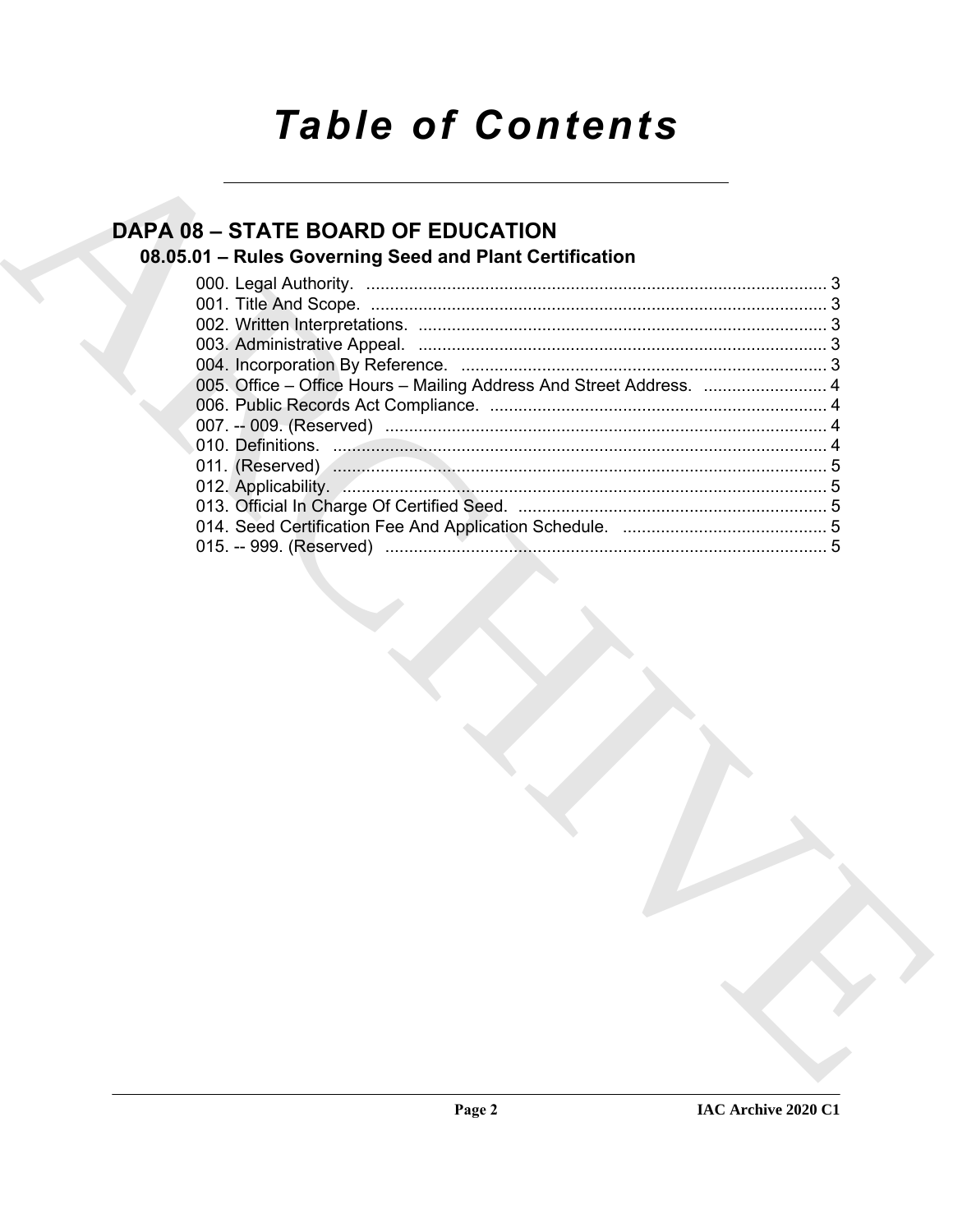# Table of Contents

## DAPA 08 – STATE BOARD OF EDUCATION

### 08.05.01 – Rules Governing Seed and Plant Certification

000. Legal Authority. ........................................................................................ 3
001. Title And Scope. ........................................................................................ 3
002. Written Interpretations. ........................................................................................ 3
003. Administrative Appeal. ........................................................................................ 3
004. Incorporation By Reference. ........................................................................................ 3
005. Office – Office Hours – Mailing Address And Street Address. ........................ 4
006. Public Records Act Compliance. ........................................................................................ 4
007. -- 009. (Reserved) ........................................................................................ 4
010. Definitions. ........................................................................................ 4
011. (Reserved) ........................................................................................ 5
012. Applicability. ........................................................................................ 5
013. Official In Charge Of Certified Seed. ........................................................................................ 5
014. Seed Certification Fee And Application Schedule. ........................................ 5
015. -- 999. (Reserved) ........................................................................................ 5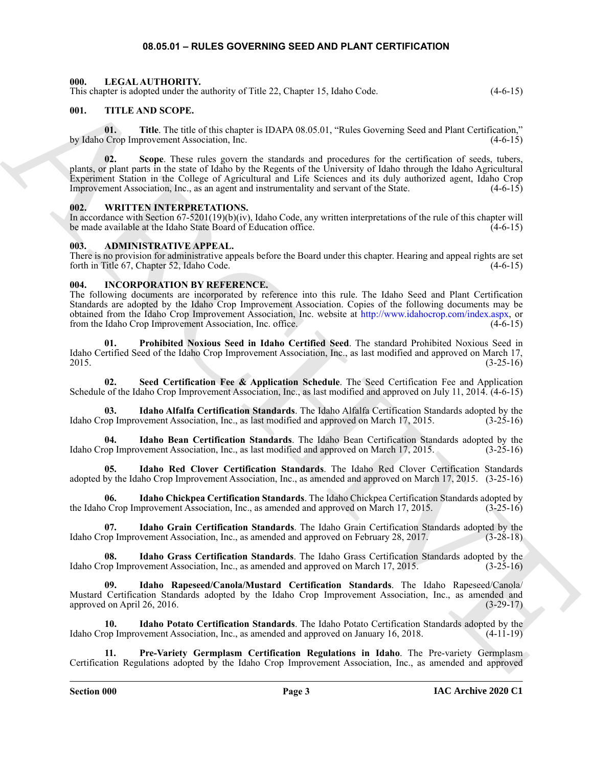## 08.05.01 – RULES GOVERNING SEED AND PLANT CERTIFICATION

### 000. LEGAL AUTHORITY.
This chapter is adopted under the authority of Title 22, Chapter 15, Idaho Code. (4-6-15)

### 001. TITLE AND SCOPE.

**01. Title**. The title of this chapter is IDAPA 08.05.01, "Rules Governing Seed and Plant Certification," by Idaho Crop Improvement Association, Inc. (4-6-15)

**02. Scope**. These rules govern the standards and procedures for the certification of seeds, tubers, plants, or plant parts in the state of Idaho by the Regents of the University of Idaho through the Idaho Agricultural Experiment Station in the College of Agricultural and Life Sciences and its duly authorized agent, Idaho Crop Improvement Association, Inc., as an agent and instrumentality and servant of the State. (4-6-15)

### 002. WRITTEN INTERPRETATIONS.
In accordance with Section 67-5201(19)(b)(iv), Idaho Code, any written interpretations of the rule of this chapter will be made available at the Idaho State Board of Education office. (4-6-15)

### 003. ADMINISTRATIVE APPEAL.
There is no provision for administrative appeals before the Board under this chapter. Hearing and appeal rights are set forth in Title 67, Chapter 52, Idaho Code. (4-6-15)

### 004. INCORPORATION BY REFERENCE.
The following documents are incorporated by reference into this rule. The Idaho Seed and Plant Certification Standards are adopted by the Idaho Crop Improvement Association. Copies of the following documents may be obtained from the Idaho Crop Improvement Association, Inc. website at http://www.idahocrop.com/index.aspx, or from the Idaho Crop Improvement Association, Inc. office. (4-6-15)

**01. Prohibited Noxious Seed in Idaho Certified Seed**. The standard Prohibited Noxious Seed in Idaho Certified Seed of the Idaho Crop Improvement Association, Inc., as last modified and approved on March 17, 2015. (3-25-16)

**02. Seed Certification Fee & Application Schedule**. The Seed Certification Fee and Application Schedule of the Idaho Crop Improvement Association, Inc., as last modified and approved on July 11, 2014. (4-6-15)

**03. Idaho Alfalfa Certification Standards**. The Idaho Alfalfa Certification Standards adopted by the Idaho Crop Improvement Association, Inc., as last modified and approved on March 17, 2015. (3-25-16)

**04. Idaho Bean Certification Standards**. The Idaho Bean Certification Standards adopted by the Idaho Crop Improvement Association, Inc., as last modified and approved on March 17, 2015. (3-25-16)

**05. Idaho Red Clover Certification Standards**. The Idaho Red Clover Certification Standards adopted by the Idaho Crop Improvement Association, Inc., as amended and approved on March 17, 2015. (3-25-16)

**06. Idaho Chickpea Certification Standards**. The Idaho Chickpea Certification Standards adopted by the Idaho Crop Improvement Association, Inc., as amended and approved on March 17, 2015. (3-25-16)

**07. Idaho Grain Certification Standards**. The Idaho Grain Certification Standards adopted by the Idaho Crop Improvement Association, Inc., as amended and approved on February 28, 2017. (3-28-18)

**08. Idaho Grass Certification Standards**. The Idaho Grass Certification Standards adopted by the Idaho Crop Improvement Association, Inc., as amended and approved on March 17, 2015. (3-25-16)

**09. Idaho Rapeseed/Canola/Mustard Certification Standards**. The Idaho Rapeseed/Canola/Mustard Certification Standards adopted by the Idaho Crop Improvement Association, Inc., as amended and approved on April 26, 2016. (3-29-17)

**10. Idaho Potato Certification Standards**. The Idaho Potato Certification Standards adopted by the Idaho Crop Improvement Association, Inc., as amended and approved on January 16, 2018. (4-11-19)

**11. Pre-Variety Germplasm Certification Regulations in Idaho**. The Pre-variety Germplasm Certification Regulations adopted by the Idaho Crop Improvement Association, Inc., as amended and approved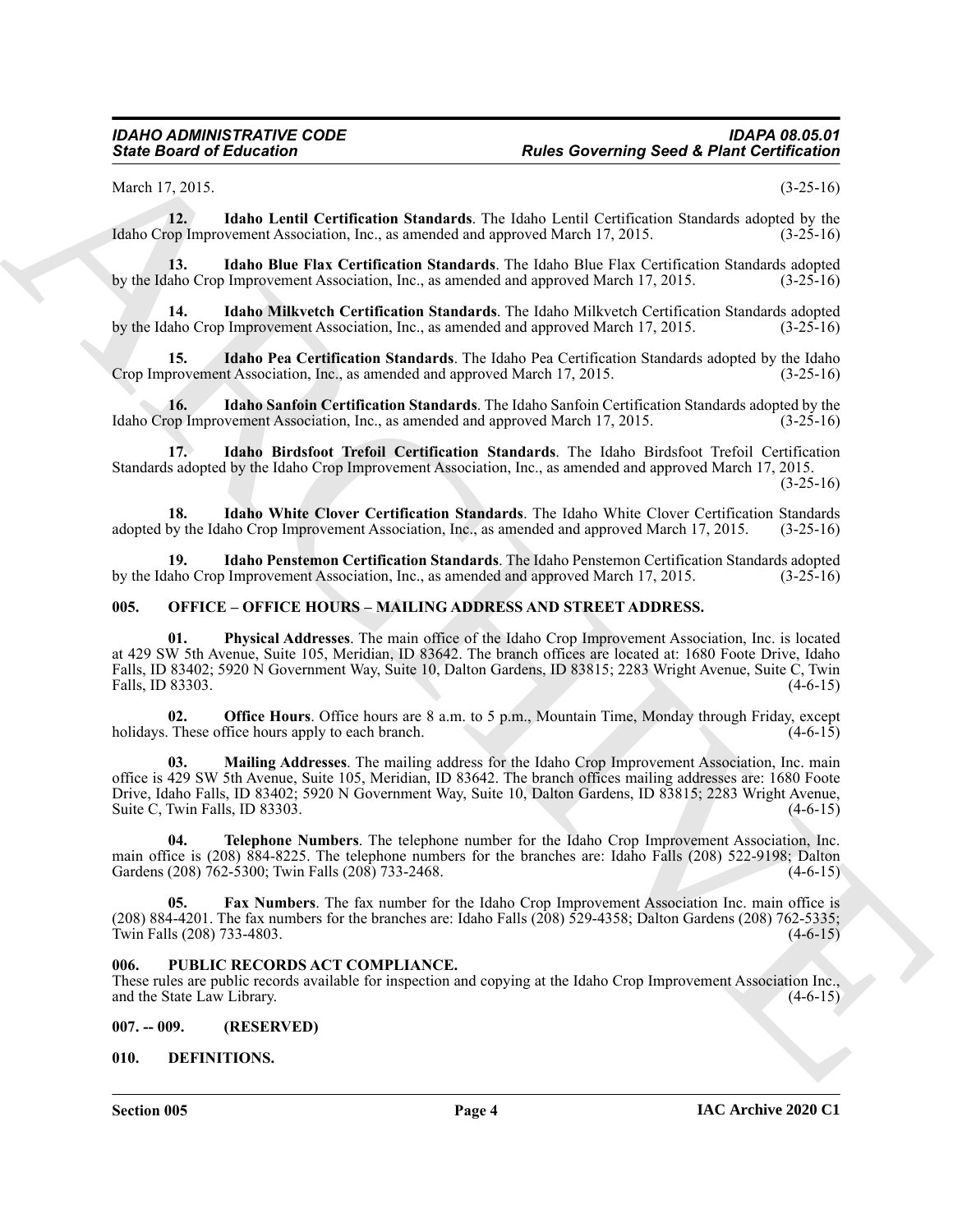March 17, 2015. (3-25-16)

**12. Idaho Lentil Certification Standards**. The Idaho Lentil Certification Standards adopted by the Idaho Crop Improvement Association, Inc., as amended and approved March 17, 2015. (3-25-16)

**13. Idaho Blue Flax Certification Standards**. The Idaho Blue Flax Certification Standards adopted by the Idaho Crop Improvement Association, Inc., as amended and approved March 17, 2015. (3-25-16)

**14. Idaho Milkvetch Certification Standards**. The Idaho Milkvetch Certification Standards adopted by the Idaho Crop Improvement Association, Inc., as amended and approved March 17, 2015. (3-25-16)

**15. Idaho Pea Certification Standards**. The Idaho Pea Certification Standards adopted by the Idaho Crop Improvement Association, Inc., as amended and approved March 17, 2015. (3-25-16)

**16. Idaho Sanfoin Certification Standards**. The Idaho Sanfoin Certification Standards adopted by the Idaho Crop Improvement Association, Inc., as amended and approved March 17, 2015. (3-25-16)

**17. Idaho Birdsfoot Trefoil Certification Standards**. The Idaho Birdsfoot Trefoil Certification Standards adopted by the Idaho Crop Improvement Association, Inc., as amended and approved March 17, 2015. (3-25-16)

**18. Idaho White Clover Certification Standards**. The Idaho White Clover Certification Standards adopted by the Idaho Crop Improvement Association, Inc., as amended and approved March 17, 2015. (3-25-16)

**19. Idaho Penstemon Certification Standards**. The Idaho Penstemon Certification Standards adopted by the Idaho Crop Improvement Association, Inc., as amended and approved March 17, 2015. (3-25-16)

### 005. OFFICE – OFFICE HOURS – MAILING ADDRESS AND STREET ADDRESS.

**01. Physical Addresses**. The main office of the Idaho Crop Improvement Association, Inc. is located at 429 SW 5th Avenue, Suite 105, Meridian, ID 83642. The branch offices are located at: 1680 Foote Drive, Idaho Falls, ID 83402; 5920 N Government Way, Suite 10, Dalton Gardens, ID 83815; 2283 Wright Avenue, Suite C, Twin Falls, ID 83303. (4-6-15)

**02. Office Hours**. Office hours are 8 a.m. to 5 p.m., Mountain Time, Monday through Friday, except holidays. These office hours apply to each branch. (4-6-15)

**03. Mailing Addresses**. The mailing address for the Idaho Crop Improvement Association, Inc. main office is 429 SW 5th Avenue, Suite 105, Meridian, ID 83642. The branch offices mailing addresses are: 1680 Foote Drive, Idaho Falls, ID 83402; 5920 N Government Way, Suite 10, Dalton Gardens, ID 83815; 2283 Wright Avenue, Suite C, Twin Falls, ID 83303. (4-6-15)

**04. Telephone Numbers**. The telephone number for the Idaho Crop Improvement Association, Inc. main office is (208) 884-8225. The telephone numbers for the branches are: Idaho Falls (208) 522-9198; Dalton Gardens (208) 762-5300; Twin Falls (208) 733-2468. (4-6-15)

**05. Fax Numbers**. The fax number for the Idaho Crop Improvement Association Inc. main office is (208) 884-4201. The fax numbers for the branches are: Idaho Falls (208) 529-4358; Dalton Gardens (208) 762-5335; Twin Falls (208) 733-4803. (4-6-15)

### 006. PUBLIC RECORDS ACT COMPLIANCE.

These rules are public records available for inspection and copying at the Idaho Crop Improvement Association Inc., and the State Law Library. (4-6-15)

### 007. -- 009. (RESERVED)

### 010. DEFINITIONS.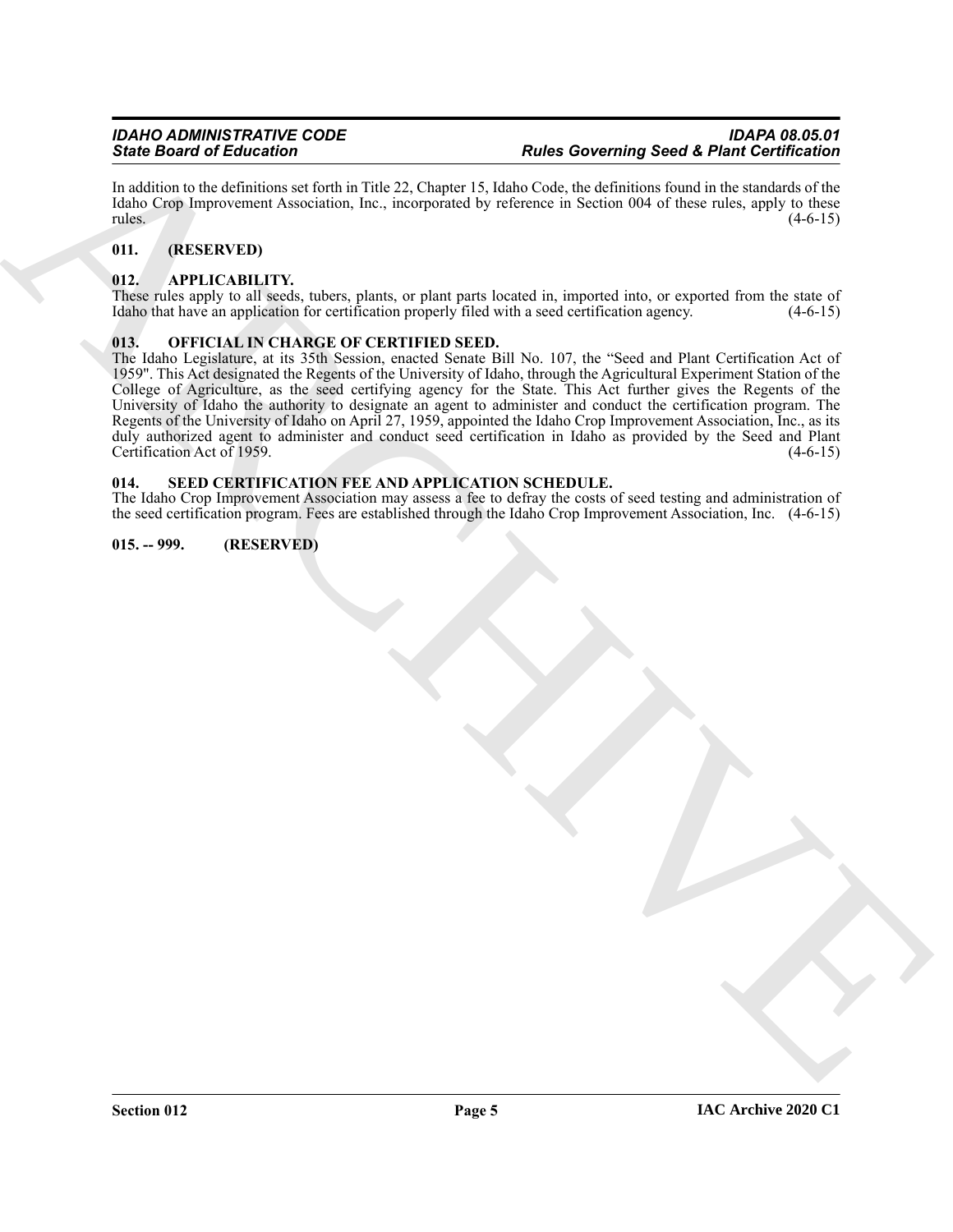In addition to the definitions set forth in Title 22, Chapter 15, Idaho Code, the definitions found in the standards of the Idaho Crop Improvement Association, Inc., incorporated by reference in Section 004 of these rules, apply to these rules. (4-6-15)

### 011. (RESERVED)

### 012. APPLICABILITY.

These rules apply to all seeds, tubers, plants, or plant parts located in, imported into, or exported from the state of Idaho that have an application for certification properly filed with a seed certification agency. (4-6-15)

### 013. OFFICIAL IN CHARGE OF CERTIFIED SEED.

The Idaho Legislature, at its 35th Session, enacted Senate Bill No. 107, the "Seed and Plant Certification Act of 1959". This Act designated the Regents of the University of Idaho, through the Agricultural Experiment Station of the College of Agriculture, as the seed certifying agency for the State. This Act further gives the Regents of the University of Idaho the authority to designate an agent to administer and conduct the certification program. The Regents of the University of Idaho on April 27, 1959, appointed the Idaho Crop Improvement Association, Inc., as its duly authorized agent to administer and conduct seed certification in Idaho as provided by the Seed and Plant Certification Act of 1959. (4-6-15)

### 014. SEED CERTIFICATION FEE AND APPLICATION SCHEDULE.

The Idaho Crop Improvement Association may assess a fee to defray the costs of seed testing and administration of the seed certification program. Fees are established through the Idaho Crop Improvement Association, Inc. (4-6-15)

### 015. -- 999. (RESERVED)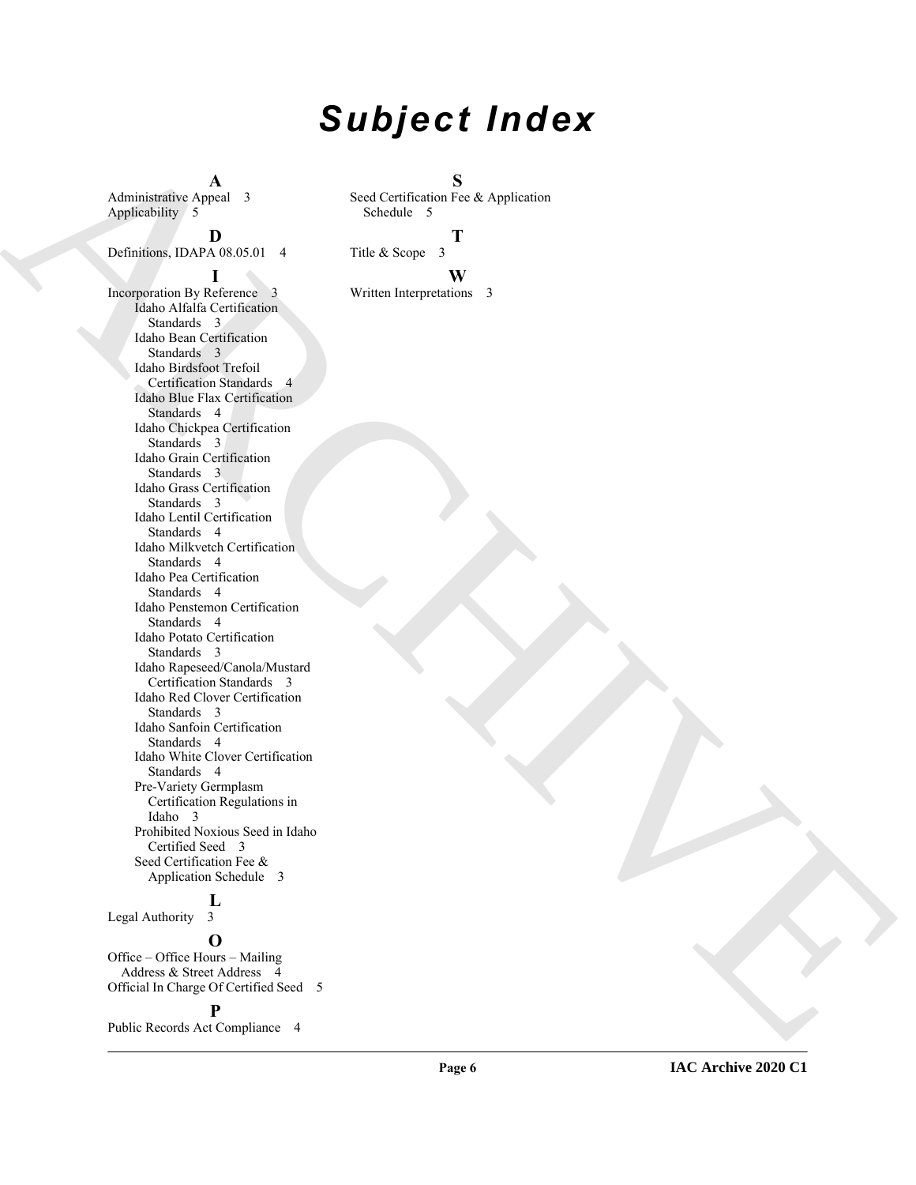# *Subject Index*

**A**

Administrative Appeal 3
Applicability 5

**D**

Definitions, IDAPA 08.05.01 4

**I**

Incorporation By Reference 3
- Idaho Alfalfa Certification Standards 3
- Idaho Bean Certification Standards 3
- Idaho Birdsfoot Trefoil Certification Standards 4
- Idaho Blue Flax Certification Standards 4
- Idaho Chickpea Certification Standards 3
- Idaho Grain Certification Standards 3
- Idaho Grass Certification Standards 3
- Idaho Lentil Certification Standards 4
- Idaho Milkvetch Certification Standards 4
- Idaho Pea Certification Standards 4
- Idaho Penstemon Certification Standards 4
- Idaho Potato Certification Standards 3
- Idaho Rapeseed/Canola/Mustard Certification Standards 3
- Idaho Red Clover Certification Standards 3
- Idaho Sanfoin Certification Standards 4
- Idaho White Clover Certification Standards 4
- Pre-Variety Germplasm Certification Regulations in Idaho 3
- Prohibited Noxious Seed in Idaho Certified Seed 3
- Seed Certification Fee & Application Schedule 3

**L**

Legal Authority 3

**O**

Office – Office Hours – Mailing Address & Street Address 4
Official In Charge Of Certified Seed 5

**P**

Public Records Act Compliance 4

**S**

Seed Certification Fee & Application Schedule 5

**T**

Title & Scope 3

**W**

Written Interpretations 3